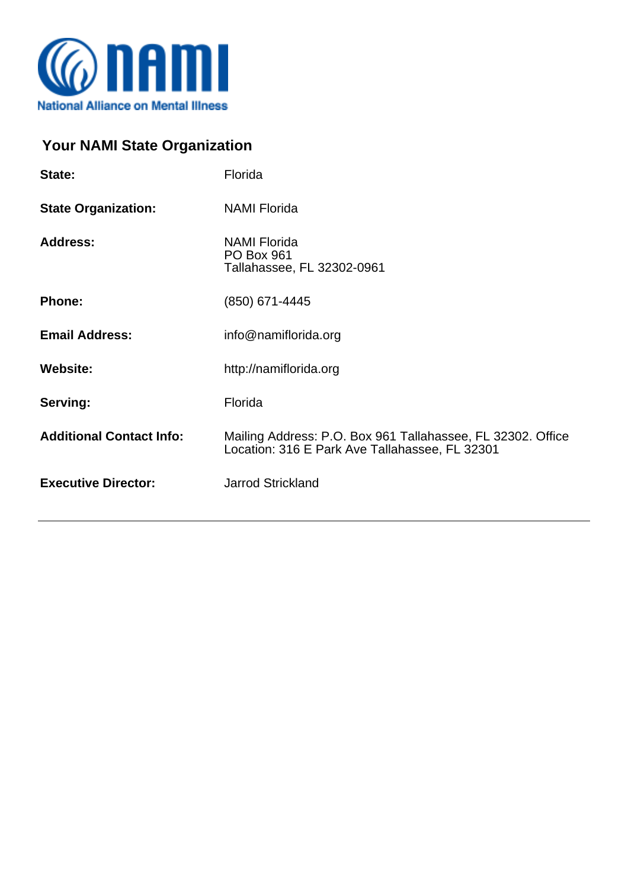NAMI
National Alliance on Mental Illness

## Your NAMI State Organization

| | |
|---|---|
| **State:** | Florida |
| **State Organization:** | NAMI Florida |
| **Address:** | NAMI Florida<br>PO Box 961<br>Tallahassee, FL 32302-0961 |
| **Phone:** | (850) 671-4445 |
| **Email Address:** | info@namiflorida.org |
| **Website:** | http://namiflorida.org |
| **Serving:** | Florida |
| **Additional Contact Info:** | Mailing Address: P.O. Box 961 Tallahassee, FL 32302. Office Location: 316 E Park Ave Tallahassee, FL 32301 |
| **Executive Director:** | Jarrod Strickland |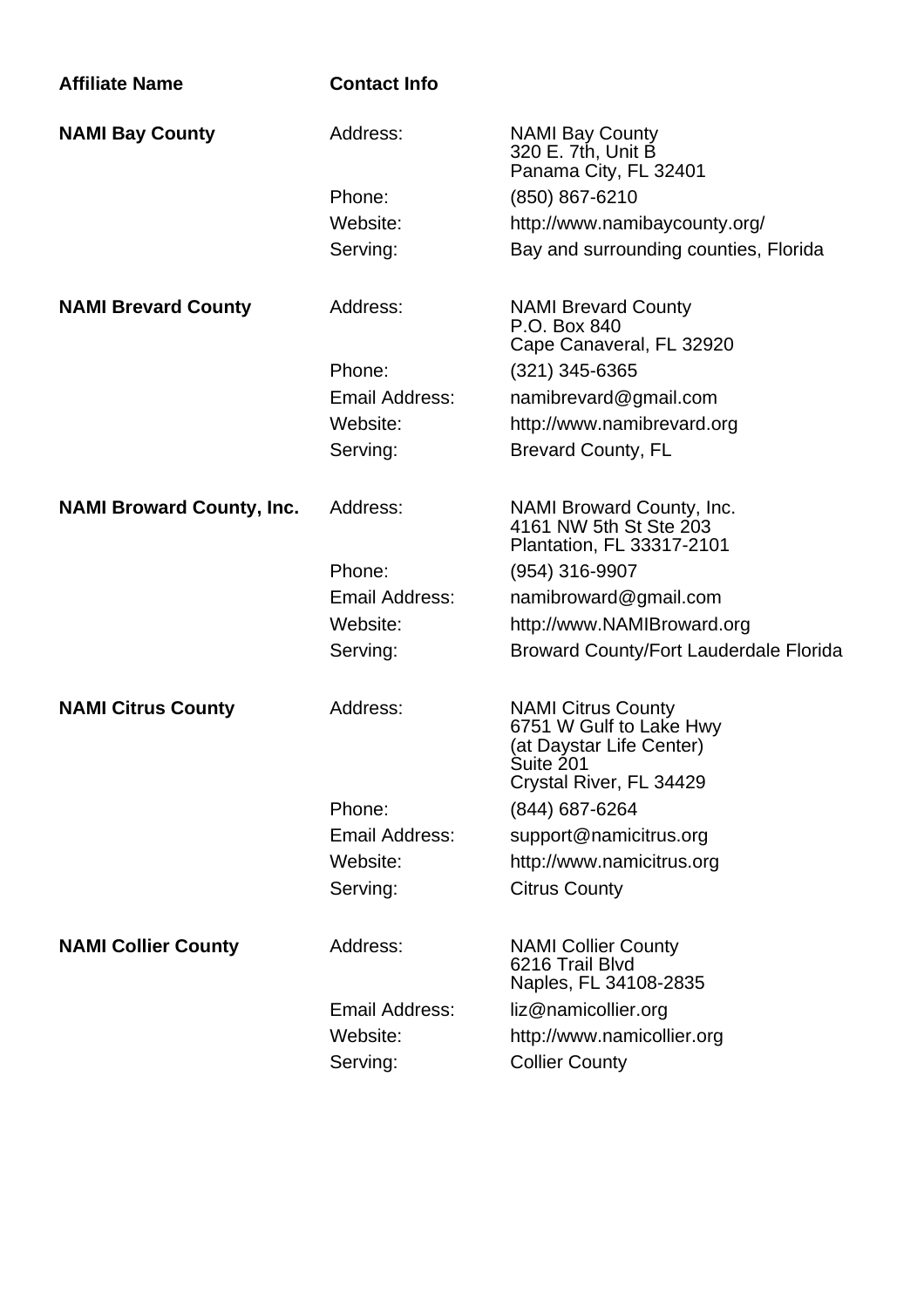| Affiliate Name | Contact Info | |
|---|---|---|
| **NAMI Bay County** | Address: | NAMI Bay County<br>320 E. 7th, Unit B<br>Panama City, FL 32401 |
| | Phone: | (850) 867-6210 |
| | Website: | http://www.namibaycounty.org/ |
| | Serving: | Bay and surrounding counties, Florida |
| **NAMI Brevard County** | Address: | NAMI Brevard County<br>P.O. Box 840<br>Cape Canaveral, FL 32920 |
| | Phone: | (321) 345-6365 |
| | Email Address: | namibrevard@gmail.com |
| | Website: | http://www.namibrevard.org |
| | Serving: | Brevard County, FL |
| **NAMI Broward County, Inc.** | Address: | NAMI Broward County, Inc.<br>4161 NW 5th St Ste 203<br>Plantation, FL 33317-2101 |
| | Phone: | (954) 316-9907 |
| | Email Address: | namibroward@gmail.com |
| | Website: | http://www.NAMIBroward.org |
| | Serving: | Broward County/Fort Lauderdale Florida |
| **NAMI Citrus County** | Address: | NAMI Citrus County<br>6751 W Gulf to Lake Hwy<br>(at Daystar Life Center)<br>Suite 201<br>Crystal River, FL 34429 |
| | Phone: | (844) 687-6264 |
| | Email Address: | support@namicitrus.org |
| | Website: | http://www.namicitrus.org |
| | Serving: | Citrus County |
| **NAMI Collier County** | Address: | NAMI Collier County<br>6216 Trail Blvd<br>Naples, FL 34108-2835 |
| | Email Address: | liz@namicollier.org |
| | Website: | http://www.namicollier.org |
| | Serving: | Collier County |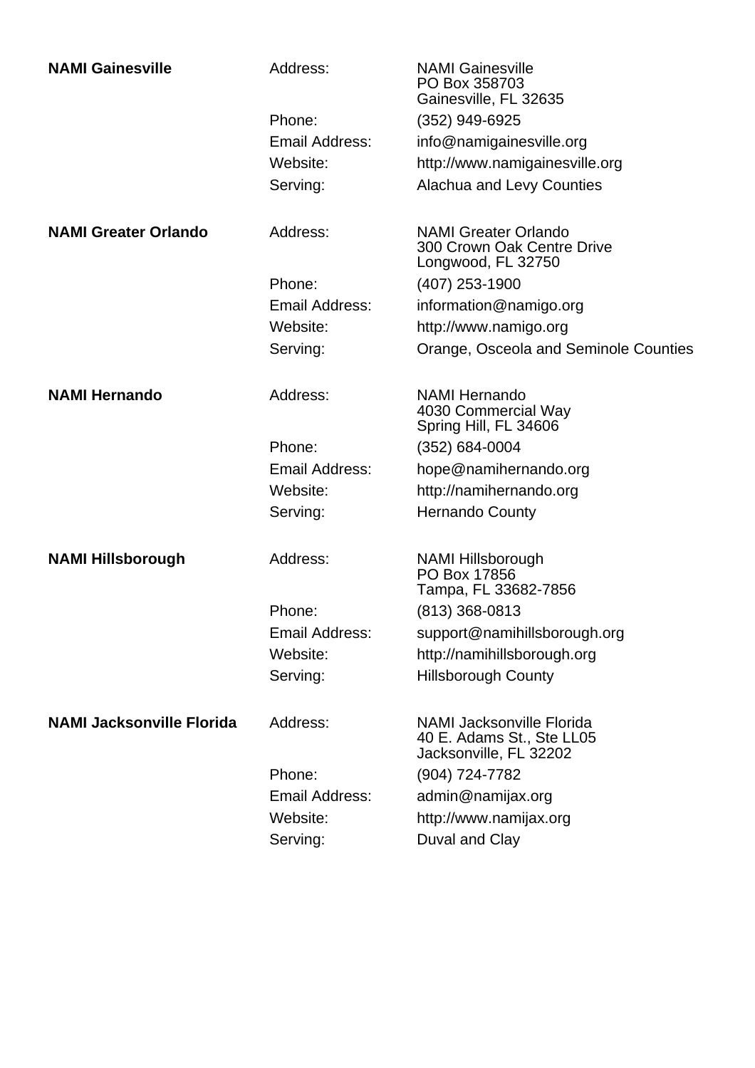**NAMI Gainesville**

| | |
|---|---|
| Address: | NAMI Gainesville<br>PO Box 358703<br>Gainesville, FL 32635 |
| Phone: | (352) 949-6925 |
| Email Address: | info@namigainesville.org |
| Website: | http://www.namigainesville.org |
| Serving: | Alachua and Levy Counties |

**NAMI Greater Orlando**

| | |
|---|---|
| Address: | NAMI Greater Orlando<br>300 Crown Oak Centre Drive<br>Longwood, FL 32750 |
| Phone: | (407) 253-1900 |
| Email Address: | information@namigo.org |
| Website: | http://www.namigo.org |
| Serving: | Orange, Osceola and Seminole Counties |

**NAMI Hernando**

| | |
|---|---|
| Address: | NAMI Hernando<br>4030 Commercial Way<br>Spring Hill, FL 34606 |
| Phone: | (352) 684-0004 |
| Email Address: | hope@namihernando.org |
| Website: | http://namihernando.org |
| Serving: | Hernando County |

**NAMI Hillsborough**

| | |
|---|---|
| Address: | NAMI Hillsborough<br>PO Box 17856<br>Tampa, FL 33682-7856 |
| Phone: | (813) 368-0813 |
| Email Address: | support@namihillsborough.org |
| Website: | http://namihillsborough.org |
| Serving: | Hillsborough County |

**NAMI Jacksonville Florida**

| | |
|---|---|
| Address: | NAMI Jacksonville Florida<br>40 E. Adams St., Ste LL05<br>Jacksonville, FL 32202 |
| Phone: | (904) 724-7782 |
| Email Address: | admin@namijax.org |
| Website: | http://www.namijax.org |
| Serving: | Duval and Clay |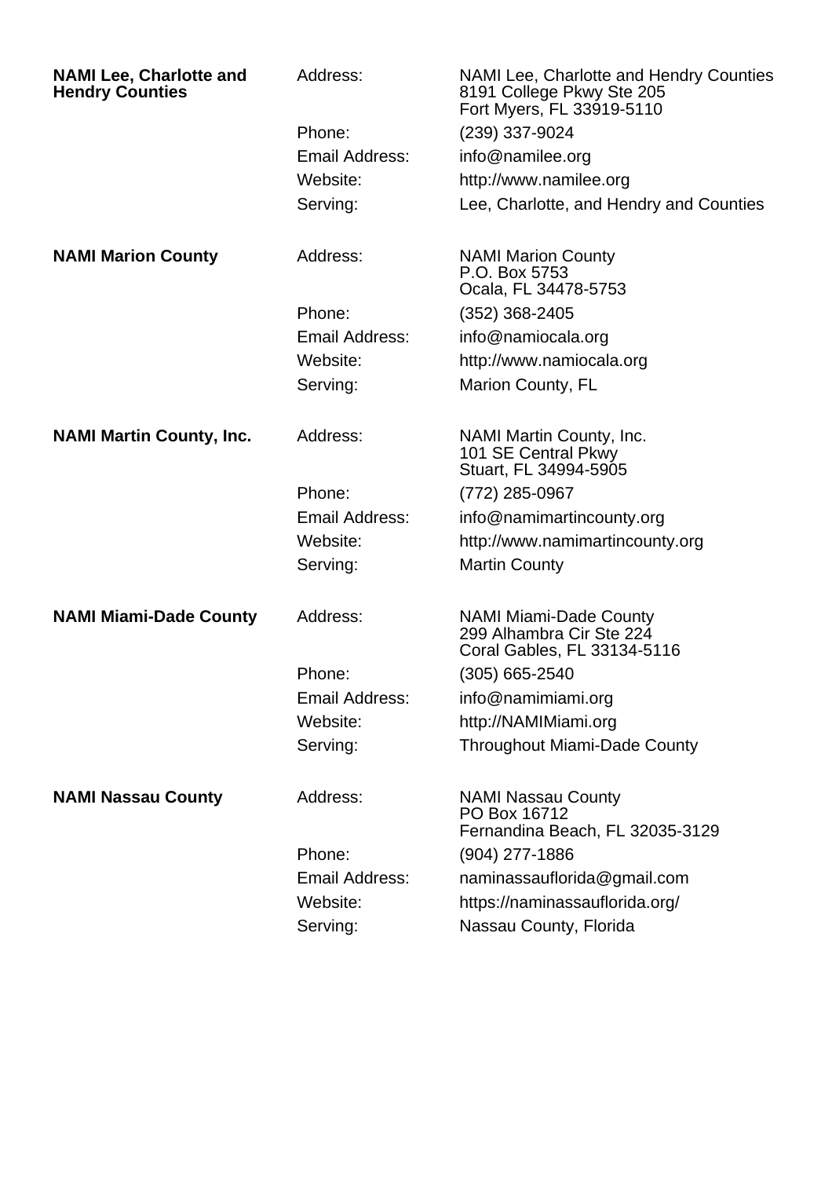**NAMI Lee, Charlotte and Hendry Counties**

| | |
|---|---|
| Address: | NAMI Lee, Charlotte and Hendry Counties<br>8191 College Pkwy Ste 205<br>Fort Myers, FL 33919-5110 |
| Phone: | (239) 337-9024 |
| Email Address: | info@namilee.org |
| Website: | http://www.namilee.org |
| Serving: | Lee, Charlotte, and Hendry and Counties |

**NAMI Marion County**

| | |
|---|---|
| Address: | NAMI Marion County<br>P.O. Box 5753<br>Ocala, FL 34478-5753 |
| Phone: | (352) 368-2405 |
| Email Address: | info@namiocala.org |
| Website: | http://www.namiocala.org |
| Serving: | Marion County, FL |

**NAMI Martin County, Inc.**

| | |
|---|---|
| Address: | NAMI Martin County, Inc.<br>101 SE Central Pkwy<br>Stuart, FL 34994-5905 |
| Phone: | (772) 285-0967 |
| Email Address: | info@namimartincounty.org |
| Website: | http://www.namimartincounty.org |
| Serving: | Martin County |

**NAMI Miami-Dade County**

| | |
|---|---|
| Address: | NAMI Miami-Dade County<br>299 Alhambra Cir Ste 224<br>Coral Gables, FL 33134-5116 |
| Phone: | (305) 665-2540 |
| Email Address: | info@namimiami.org |
| Website: | http://NAMIMiami.org |
| Serving: | Throughout Miami-Dade County |

**NAMI Nassau County**

| | |
|---|---|
| Address: | NAMI Nassau County<br>PO Box 16712<br>Fernandina Beach, FL 32035-3129 |
| Phone: | (904) 277-1886 |
| Email Address: | naminassauflorida@gmail.com |
| Website: | https://naminassauflorida.org/ |
| Serving: | Nassau County, Florida |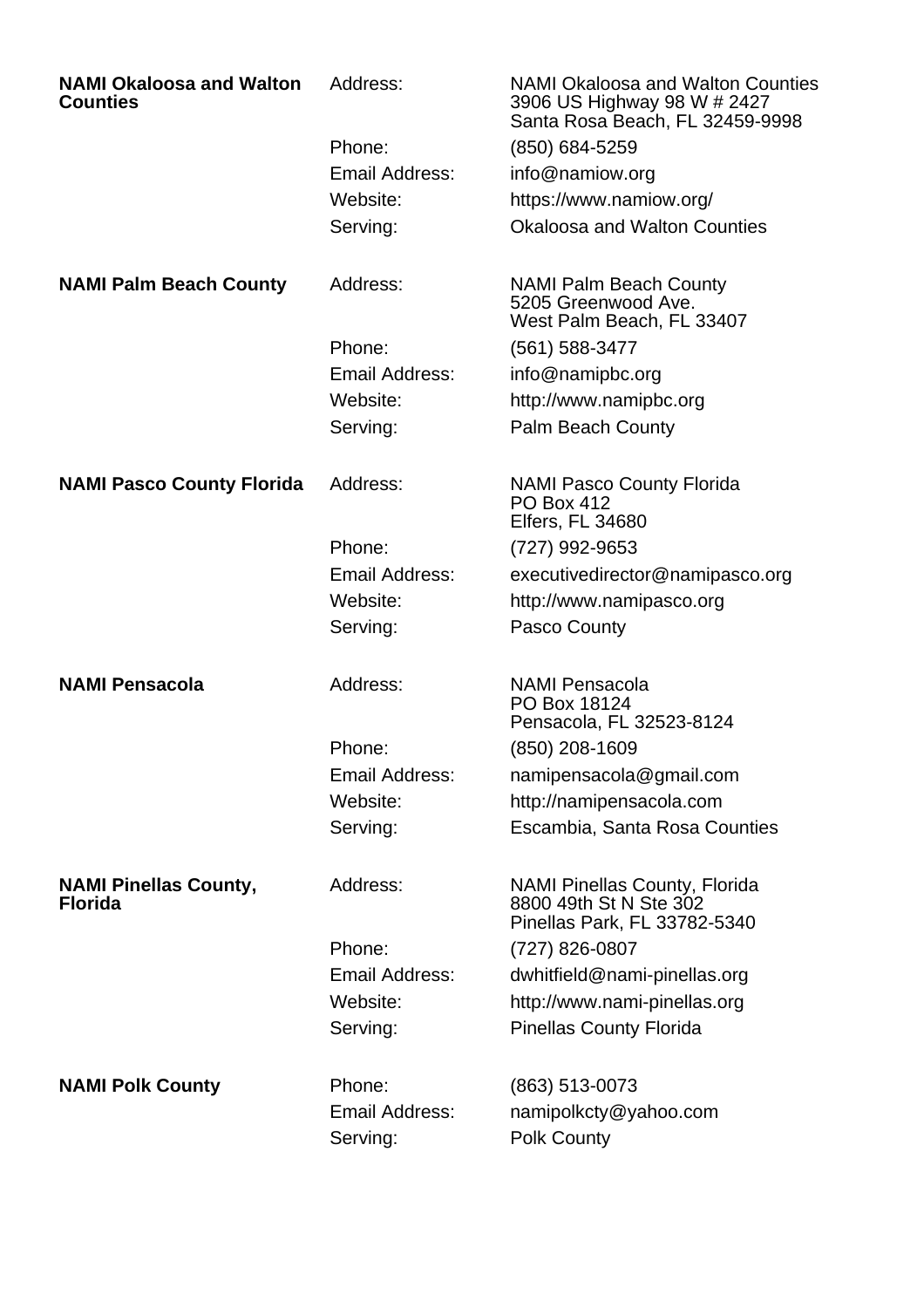**NAMI Okaloosa and Walton Counties**

| | |
|---|---|
| Address: | NAMI Okaloosa and Walton Counties<br>3906 US Highway 98 W # 2427<br>Santa Rosa Beach, FL 32459-9998 |
| Phone: | (850) 684-5259 |
| Email Address: | info@namiow.org |
| Website: | https://www.namiow.org/ |
| Serving: | Okaloosa and Walton Counties |

**NAMI Palm Beach County**

| | |
|---|---|
| Address: | NAMI Palm Beach County<br>5205 Greenwood Ave.<br>West Palm Beach, FL 33407 |
| Phone: | (561) 588-3477 |
| Email Address: | info@namipbc.org |
| Website: | http://www.namipbc.org |
| Serving: | Palm Beach County |

**NAMI Pasco County Florida**

| | |
|---|---|
| Address: | NAMI Pasco County Florida<br>PO Box 412<br>Elfers, FL 34680 |
| Phone: | (727) 992-9653 |
| Email Address: | executivedirector@namipasco.org |
| Website: | http://www.namipasco.org |
| Serving: | Pasco County |

**NAMI Pensacola**

| | |
|---|---|
| Address: | NAMI Pensacola<br>PO Box 18124<br>Pensacola, FL 32523-8124 |
| Phone: | (850) 208-1609 |
| Email Address: | namipensacola@gmail.com |
| Website: | http://namipensacola.com |
| Serving: | Escambia, Santa Rosa Counties |

**NAMI Pinellas County, Florida**

| | |
|---|---|
| Address: | NAMI Pinellas County, Florida<br>8800 49th St N Ste 302<br>Pinellas Park, FL 33782-5340 |
| Phone: | (727) 826-0807 |
| Email Address: | dwhitfield@nami-pinellas.org |
| Website: | http://www.nami-pinellas.org |
| Serving: | Pinellas County Florida |

**NAMI Polk County**

| | |
|---|---|
| Phone: | (863) 513-0073 |
| Email Address: | namipolkcty@yahoo.com |
| Serving: | Polk County |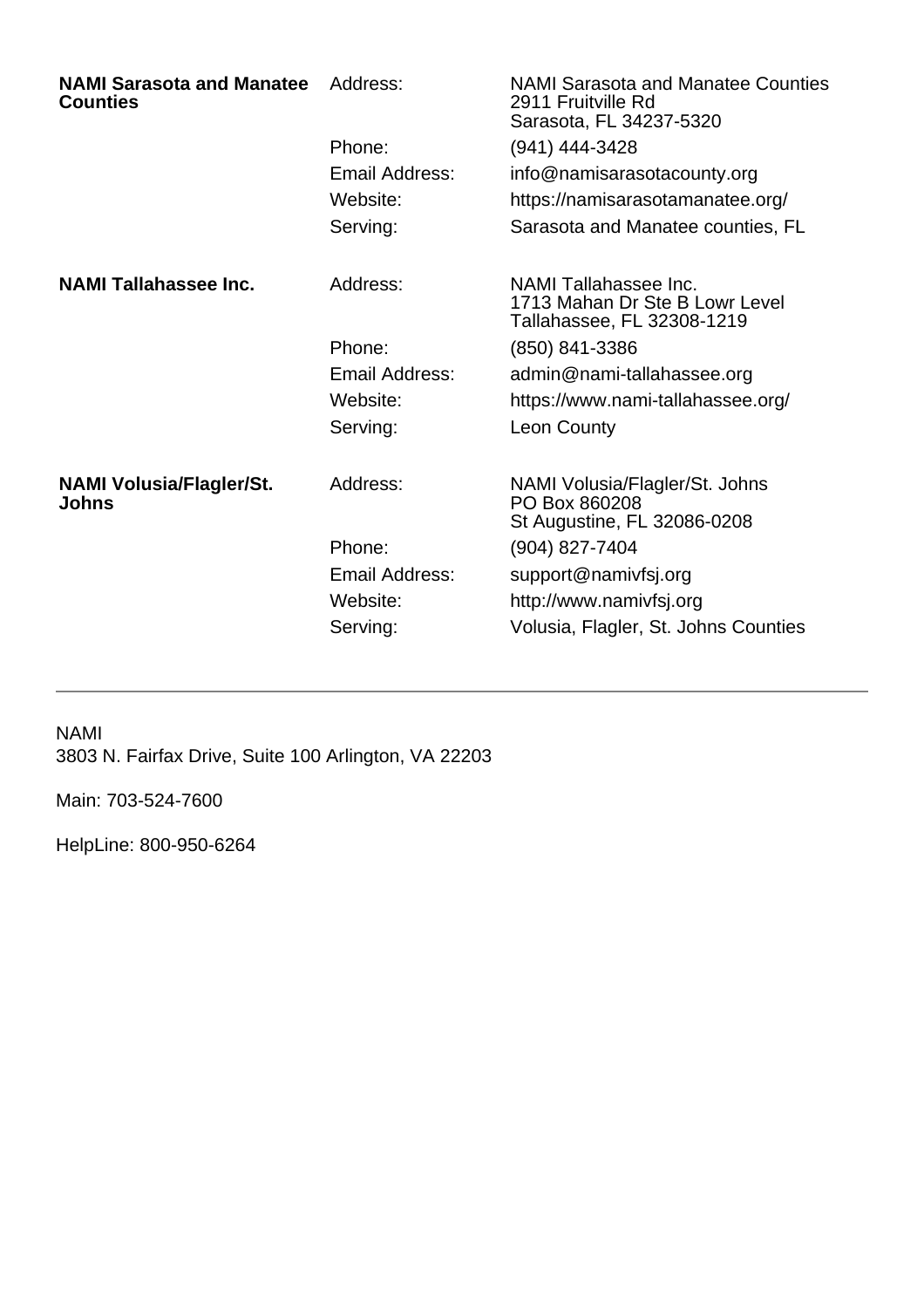| | | |
|---|---|---|
| **NAMI Sarasota and Manatee Counties** | Address: | NAMI Sarasota and Manatee Counties<br>2911 Fruitville Rd<br>Sarasota, FL 34237-5320 |
| | Phone: | (941) 444-3428 |
| | Email Address: | info@namisarasotacounty.org |
| | Website: | https://namisarasotamanatee.org/ |
| | Serving: | Sarasota and Manatee counties, FL |
| **NAMI Tallahassee Inc.** | Address: | NAMI Tallahassee Inc.<br>1713 Mahan Dr Ste B Lowr Level<br>Tallahassee, FL 32308-1219 |
| | Phone: | (850) 841-3386 |
| | Email Address: | admin@nami-tallahassee.org |
| | Website: | https://www.nami-tallahassee.org/ |
| | Serving: | Leon County |
| **NAMI Volusia/Flagler/St. Johns** | Address: | NAMI Volusia/Flagler/St. Johns<br>PO Box 860208<br>St Augustine, FL 32086-0208 |
| | Phone: | (904) 827-7404 |
| | Email Address: | support@namivfsj.org |
| | Website: | http://www.namivfsj.org |
| | Serving: | Volusia, Flagler, St. Johns Counties |

---

NAMI
3803 N. Fairfax Drive, Suite 100 Arlington, VA 22203

Main: 703-524-7600

HelpLine: 800-950-6264